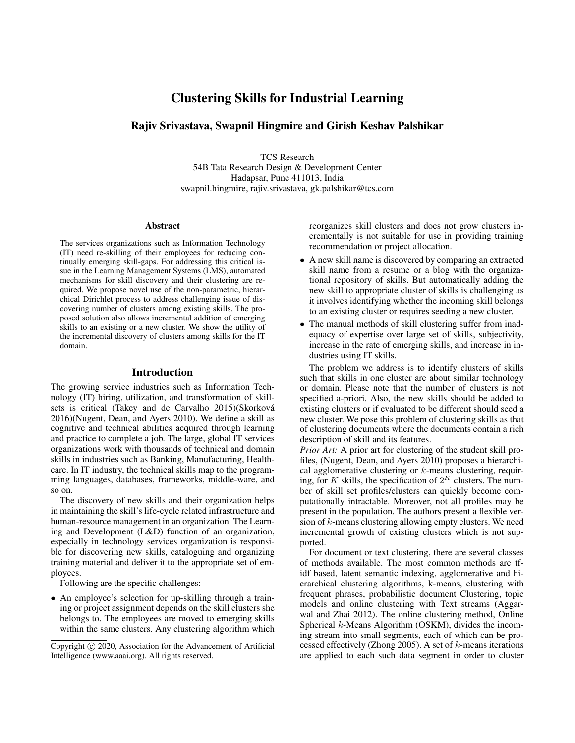# Clustering Skills for Industrial Learning

**Rajiv Srivastava, Swapnil Hingmire and Girish Keshav Palshikar**

TCS Research
54B Tata Research Design & Development Center
Hadapsar, Pune 411013, India
swapnil.hingmire, rajiv.srivastava, gk.palshikar@tcs.com

## Abstract

The services organizations such as Information Technology (IT) need re-skilling of their employees for reducing continually emerging skill-gaps. For addressing this critical issue in the Learning Management Systems (LMS), automated mechanisms for skill discovery and their clustering are required. We propose novel use of the non-parametric, hierarchical Dirichlet process to address challenging issue of discovering number of clusters among existing skills. The proposed solution also allows incremental addition of emerging skills to an existing or a new cluster. We show the utility of the incremental discovery of clusters among skills for the IT domain.

## Introduction

The growing service industries such as Information Technology (IT) hiring, utilization, and transformation of skill-sets is critical (Takey and de Carvalho 2015)(Skorková 2016)(Nugent, Dean, and Ayers 2010). We define a skill as cognitive and technical abilities acquired through learning and practice to complete a job. The large, global IT services organizations work with thousands of technical and domain skills in industries such as Banking, Manufacturing, Healthcare. In IT industry, the technical skills map to the programming languages, databases, frameworks, middle-ware, and so on.

The discovery of new skills and their organization helps in maintaining the skill's life-cycle related infrastructure and human-resource management in an organization. The Learning and Development (L&D) function of an organization, especially in technology services organization is responsible for discovering new skills, cataloguing and organizing training material and deliver it to the appropriate set of employees.

Following are the specific challenges:

- An employee's selection for up-skilling through a training or project assignment depends on the skill clusters she belongs to. The employees are moved to emerging skills within the same clusters. Any clustering algorithm which reorganizes skill clusters and does not grow clusters incrementally is not suitable for use in providing training recommendation or project allocation.
- A new skill name is discovered by comparing an extracted skill name from a resume or a blog with the organizational repository of skills. But automatically adding the new skill to appropriate cluster of skills is challenging as it involves identifying whether the incoming skill belongs to an existing cluster or requires seeding a new cluster.
- The manual methods of skill clustering suffer from inadequacy of expertise over large set of skills, subjectivity, increase in the rate of emerging skills, and increase in industries using IT skills.

The problem we address is to identify clusters of skills such that skills in one cluster are about similar technology or domain. Please note that the number of clusters is not specified a-priori. Also, the new skills should be added to existing clusters or if evaluated to be different should seed a new cluster. We pose this problem of clustering skills as that of clustering documents where the documents contain a rich description of skill and its features.

*Prior Art:* A prior art for clustering of the student skill profiles, (Nugent, Dean, and Ayers 2010) proposes a hierarchical agglomerative clustering or $k$-means clustering, requiring, for $K$ skills, the specification of $2^K$ clusters. The number of skill set profiles/clusters can quickly become computationally intractable. Moreover, not all profiles may be present in the population. The authors present a flexible version of $k$-means clustering allowing empty clusters. We need incremental growth of existing clusters which is not supported.

For document or text clustering, there are several classes of methods available. The most common methods are tf-idf based, latent semantic indexing, agglomerative and hierarchical clustering algorithms, k-means, clustering with frequent phrases, probabilistic document Clustering, topic models and online clustering with Text streams (Aggarwal and Zhai 2012). The online clustering method, Online Spherical $k$-Means Algorithm (OSKM), divides the incoming stream into small segments, each of which can be processed effectively (Zhong 2005). A set of $k$-means iterations are applied to each such data segment in order to cluster

Copyright © 2020, Association for the Advancement of Artificial Intelligence (www.aaai.org). All rights reserved.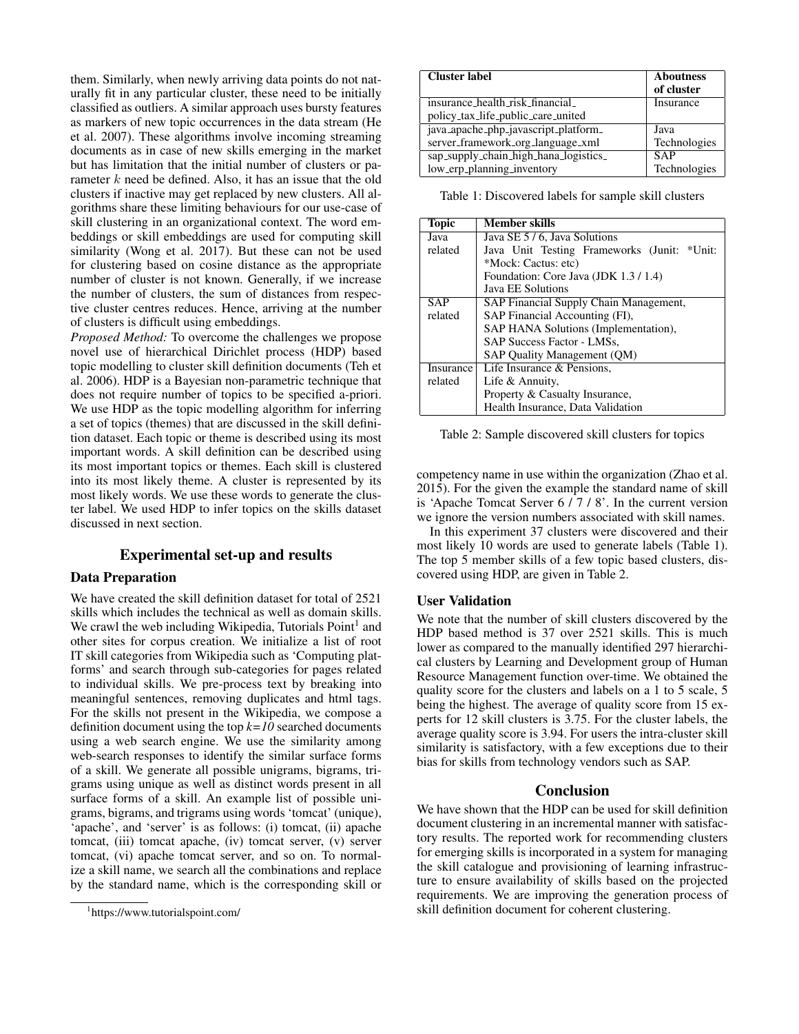them. Similarly, when newly arriving data points do not naturally fit in any particular cluster, these need to be initially classified as outliers. A similar approach uses bursty features as markers of new topic occurrences in the data stream (He et al. 2007). These algorithms involve incoming streaming documents as in case of new skills emerging in the market but has limitation that the initial number of clusters or parameter $k$ need be defined. Also, it has an issue that the old clusters if inactive may get replaced by new clusters. All algorithms share these limiting behaviours for our use-case of skill clustering in an organizational context. The word embeddings or skill embeddings are used for computing skill similarity (Wong et al. 2017). But these can not be used for clustering based on cosine distance as the appropriate number of cluster is not known. Generally, if we increase the number of clusters, the sum of distances from respective cluster centres reduces. Hence, arriving at the number of clusters is difficult using embeddings.

*Proposed Method:* To overcome the challenges we propose novel use of hierarchical Dirichlet process (HDP) based topic modelling to cluster skill definition documents (Teh et al. 2006). HDP is a Bayesian non-parametric technique that does not require number of topics to be specified a-priori. We use HDP as the topic modelling algorithm for inferring a set of topics (themes) that are discussed in the skill definition dataset. Each topic or theme is described using its most important words. A skill definition can be described using its most important topics or themes. Each skill is clustered into its most likely theme. A cluster is represented by its most likely words. We use these words to generate the cluster label. We used HDP to infer topics on the skills dataset discussed in next section.

## Experimental set-up and results

### Data Preparation

We have created the skill definition dataset for total of 2521 skills which includes the technical as well as domain skills. We crawl the web including Wikipedia, Tutorials Point[1] and other sites for corpus creation. We initialize a list of root IT skill categories from Wikipedia such as 'Computing platforms' and search through sub-categories for pages related to individual skills. We pre-process text by breaking into meaningful sentences, removing duplicates and html tags. For the skills not present in the Wikipedia, we compose a definition document using the top $k=10$ searched documents using a web search engine. We use the similarity among web-search responses to identify the similar surface forms of a skill. We generate all possible unigrams, bigrams, trigrams using unique as well as distinct words present in all surface forms of a skill. An example list of possible unigrams, bigrams, and trigrams using words 'tomcat' (unique), 'apache', and 'server' is as follows: (i) tomcat, (ii) apache tomcat, (iii) tomcat apache, (iv) tomcat server, (v) server tomcat, (vi) apache tomcat server, and so on. To normalize a skill name, we search all the combinations and replace by the standard name, which is the corresponding skill or competency name in use within the organization (Zhao et al. 2015). For the given the example the standard name of skill is 'Apache Tomcat Server 6 / 7 / 8'. In the current version we ignore the version numbers associated with skill names.

In this experiment 37 clusters were discovered and their most likely 10 words are used to generate labels (Table 1). The top 5 member skills of a few topic based clusters, discovered using HDP, are given in Table 2.

[1] https://www.tutorialspoint.com/

| Cluster label | Aboutness of cluster |
|---|---|
| insurance_health_risk_financial_policy_tax_life_public_care_united | Insurance |
| java_apache_php_javascript_platform_server_framework_org_language_xml | Java Technologies |
| sap_supply_chain_high_hana_logistics_low_erp_planning_inventory | SAP Technologies |

Table 1: Discovered labels for sample skill clusters

| Topic | Member skills |
|---|---|
| Java related | Java SE 5 / 6, Java Solutions<br>Java Unit Testing Frameworks (Junit: *Unit: *Mock: Cactus: etc)<br>Foundation: Core Java (JDK 1.3 / 1.4)<br>Java EE Solutions |
| SAP related | SAP Financial Supply Chain Management,<br>SAP Financial Accounting (FI),<br>SAP HANA Solutions (Implementation),<br>SAP Success Factor - LMSs,<br>SAP Quality Management (QM) |
| Insurance related | Life Insurance & Pensions,<br>Life & Annuity,<br>Property & Casualty Insurance,<br>Health Insurance, Data Validation |

Table 2: Sample discovered skill clusters for topics

### User Validation

We note that the number of skill clusters discovered by the HDP based method is 37 over 2521 skills. This is much lower as compared to the manually identified 297 hierarchical clusters by Learning and Development group of Human Resource Management function over-time. We obtained the quality score for the clusters and labels on a 1 to 5 scale, 5 being the highest. The average of quality score from 15 experts for 12 skill clusters is 3.75. For the cluster labels, the average quality score is 3.94. For users the intra-cluster skill similarity is satisfactory, with a few exceptions due to their bias for skills from technology vendors such as SAP.

## Conclusion

We have shown that the HDP can be used for skill definition document clustering in an incremental manner with satisfactory results. The reported work for recommending clusters for emerging skills is incorporated in a system for managing the skill catalogue and provisioning of learning infrastructure to ensure availability of skills based on the projected requirements. We are improving the generation process of skill definition document for coherent clustering.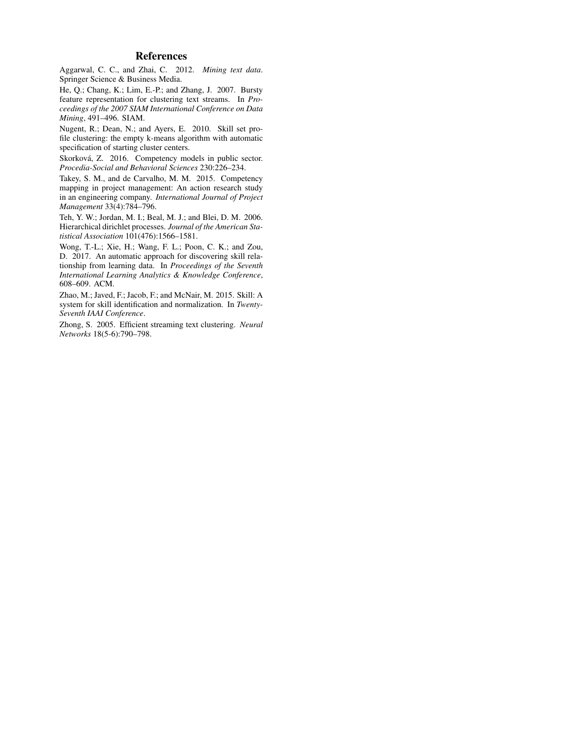## References

Aggarwal, C. C., and Zhai, C. 2012. *Mining text data*. Springer Science & Business Media.

He, Q.; Chang, K.; Lim, E.-P.; and Zhang, J. 2007. Bursty feature representation for clustering text streams. In *Proceedings of the 2007 SIAM International Conference on Data Mining*, 491–496. SIAM.

Nugent, R.; Dean, N.; and Ayers, E. 2010. Skill set profile clustering: the empty k-means algorithm with automatic specification of starting cluster centers.

Skorková, Z. 2016. Competency models in public sector. *Procedia-Social and Behavioral Sciences* 230:226–234.

Takey, S. M., and de Carvalho, M. M. 2015. Competency mapping in project management: An action research study in an engineering company. *International Journal of Project Management* 33(4):784–796.

Teh, Y. W.; Jordan, M. I.; Beal, M. J.; and Blei, D. M. 2006. Hierarchical dirichlet processes. *Journal of the American Statistical Association* 101(476):1566–1581.

Wong, T.-L.; Xie, H.; Wang, F. L.; Poon, C. K.; and Zou, D. 2017. An automatic approach for discovering skill relationship from learning data. In *Proceedings of the Seventh International Learning Analytics & Knowledge Conference*, 608–609. ACM.

Zhao, M.; Javed, F.; Jacob, F.; and McNair, M. 2015. Skill: A system for skill identification and normalization. In *Twenty-Seventh IAAI Conference*.

Zhong, S. 2005. Efficient streaming text clustering. *Neural Networks* 18(5-6):790–798.